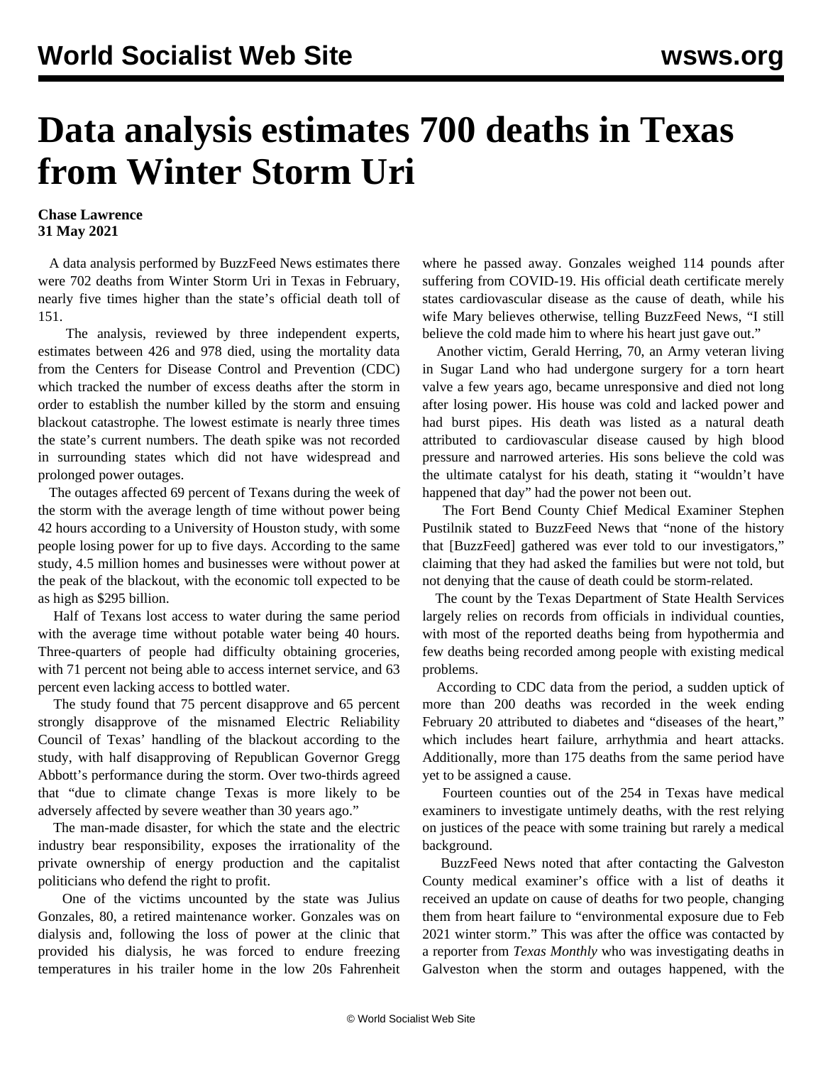# Data analysis estimates 700 deaths in Texas from Winter Storm Uri

**Chase Lawrence**
**31 May 2021**

A data analysis performed by BuzzFeed News estimates there were 702 deaths from Winter Storm Uri in Texas in February, nearly five times higher than the state's official death toll of 151.

The analysis, reviewed by three independent experts, estimates between 426 and 978 died, using the mortality data from the Centers for Disease Control and Prevention (CDC) which tracked the number of excess deaths after the storm in order to establish the number killed by the storm and ensuing blackout catastrophe. The lowest estimate is nearly three times the state's current numbers. The death spike was not recorded in surrounding states which did not have widespread and prolonged power outages.

The outages affected 69 percent of Texans during the week of the storm with the average length of time without power being 42 hours according to a University of Houston study, with some people losing power for up to five days. According to the same study, 4.5 million homes and businesses were without power at the peak of the blackout, with the economic toll expected to be as high as $295 billion.

Half of Texans lost access to water during the same period with the average time without potable water being 40 hours. Three-quarters of people had difficulty obtaining groceries, with 71 percent not being able to access internet service, and 63 percent even lacking access to bottled water.

The study found that 75 percent disapprove and 65 percent strongly disapprove of the misnamed Electric Reliability Council of Texas' handling of the blackout according to the study, with half disapproving of Republican Governor Gregg Abbott's performance during the storm. Over two-thirds agreed that "due to climate change Texas is more likely to be adversely affected by severe weather than 30 years ago."

The man-made disaster, for which the state and the electric industry bear responsibility, exposes the irrationality of the private ownership of energy production and the capitalist politicians who defend the right to profit.

One of the victims uncounted by the state was Julius Gonzales, 80, a retired maintenance worker. Gonzales was on dialysis and, following the loss of power at the clinic that provided his dialysis, he was forced to endure freezing temperatures in his trailer home in the low 20s Fahrenheit where he passed away. Gonzales weighed 114 pounds after suffering from COVID-19. His official death certificate merely states cardiovascular disease as the cause of death, while his wife Mary believes otherwise, telling BuzzFeed News, "I still believe the cold made him to where his heart just gave out."

Another victim, Gerald Herring, 70, an Army veteran living in Sugar Land who had undergone surgery for a torn heart valve a few years ago, became unresponsive and died not long after losing power. His house was cold and lacked power and had burst pipes. His death was listed as a natural death attributed to cardiovascular disease caused by high blood pressure and narrowed arteries. His sons believe the cold was the ultimate catalyst for his death, stating it "wouldn't have happened that day" had the power not been out.

The Fort Bend County Chief Medical Examiner Stephen Pustilnik stated to BuzzFeed News that "none of the history that [BuzzFeed] gathered was ever told to our investigators," claiming that they had asked the families but were not told, but not denying that the cause of death could be storm-related.

The count by the Texas Department of State Health Services largely relies on records from officials in individual counties, with most of the reported deaths being from hypothermia and few deaths being recorded among people with existing medical problems.

According to CDC data from the period, a sudden uptick of more than 200 deaths was recorded in the week ending February 20 attributed to diabetes and "diseases of the heart," which includes heart failure, arrhythmia and heart attacks. Additionally, more than 175 deaths from the same period have yet to be assigned a cause.

Fourteen counties out of the 254 in Texas have medical examiners to investigate untimely deaths, with the rest relying on justices of the peace with some training but rarely a medical background.

BuzzFeed News noted that after contacting the Galveston County medical examiner's office with a list of deaths it received an update on cause of deaths for two people, changing them from heart failure to "environmental exposure due to Feb 2021 winter storm." This was after the office was contacted by a reporter from *Texas Monthly* who was investigating deaths in Galveston when the storm and outages happened, with the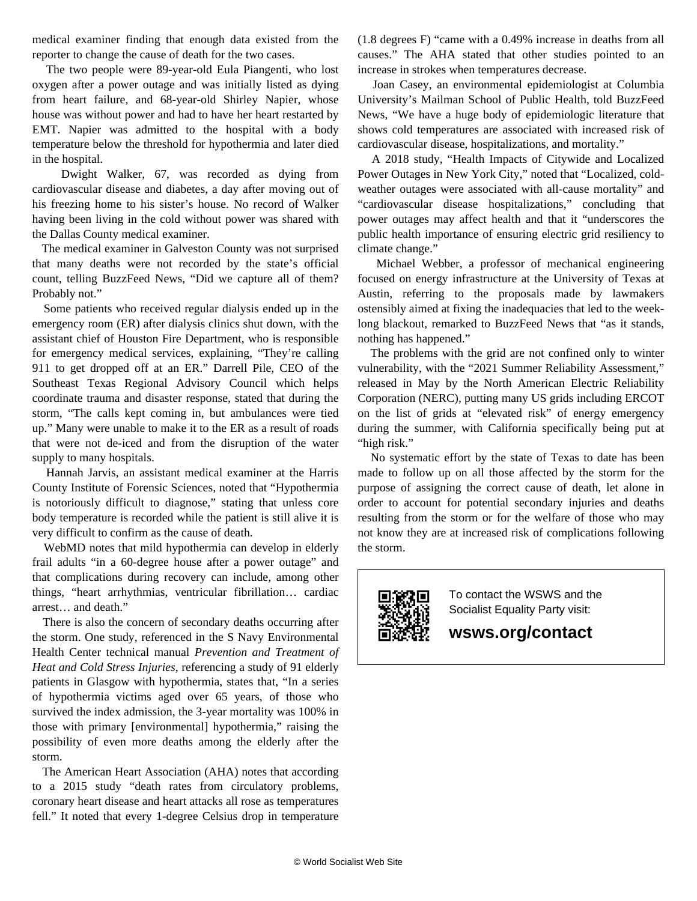medical examiner finding that enough data existed from the reporter to change the cause of death for the two cases.

The two people were 89-year-old Eula Piangenti, who lost oxygen after a power outage and was initially listed as dying from heart failure, and 68-year-old Shirley Napier, whose house was without power and had to have her heart restarted by EMT. Napier was admitted to the hospital with a body temperature below the threshold for hypothermia and later died in the hospital.

Dwight Walker, 67, was recorded as dying from cardiovascular disease and diabetes, a day after moving out of his freezing home to his sister's house. No record of Walker having been living in the cold without power was shared with the Dallas County medical examiner.

The medical examiner in Galveston County was not surprised that many deaths were not recorded by the state's official count, telling BuzzFeed News, "Did we capture all of them? Probably not."

Some patients who received regular dialysis ended up in the emergency room (ER) after dialysis clinics shut down, with the assistant chief of Houston Fire Department, who is responsible for emergency medical services, explaining, "They're calling 911 to get dropped off at an ER." Darrell Pile, CEO of the Southeast Texas Regional Advisory Council which helps coordinate trauma and disaster response, stated that during the storm, "The calls kept coming in, but ambulances were tied up." Many were unable to make it to the ER as a result of roads that were not de-iced and from the disruption of the water supply to many hospitals.

Hannah Jarvis, an assistant medical examiner at the Harris County Institute of Forensic Sciences, noted that "Hypothermia is notoriously difficult to diagnose," stating that unless core body temperature is recorded while the patient is still alive it is very difficult to confirm as the cause of death.

WebMD notes that mild hypothermia can develop in elderly frail adults "in a 60-degree house after a power outage" and that complications during recovery can include, among other things, "heart arrhythmias, ventricular fibrillation… cardiac arrest… and death."

There is also the concern of secondary deaths occurring after the storm. One study, referenced in the S Navy Environmental Health Center technical manual *Prevention and Treatment of Heat and Cold Stress Injuries*, referencing a study of 91 elderly patients in Glasgow with hypothermia, states that, "In a series of hypothermia victims aged over 65 years, of those who survived the index admission, the 3-year mortality was 100% in those with primary [environmental] hypothermia," raising the possibility of even more deaths among the elderly after the storm.

The American Heart Association (AHA) notes that according to a 2015 study "death rates from circulatory problems, coronary heart disease and heart attacks all rose as temperatures fell." It noted that every 1-degree Celsius drop in temperature (1.8 degrees F) "came with a 0.49% increase in deaths from all causes." The AHA stated that other studies pointed to an increase in strokes when temperatures decrease.

Joan Casey, an environmental epidemiologist at Columbia University's Mailman School of Public Health, told BuzzFeed News, "We have a huge body of epidemiologic literature that shows cold temperatures are associated with increased risk of cardiovascular disease, hospitalizations, and mortality."

A 2018 study, "Health Impacts of Citywide and Localized Power Outages in New York City," noted that "Localized, cold-weather outages were associated with all-cause mortality" and "cardiovascular disease hospitalizations," concluding that power outages may affect health and that it "underscores the public health importance of ensuring electric grid resiliency to climate change."

Michael Webber, a professor of mechanical engineering focused on energy infrastructure at the University of Texas at Austin, referring to the proposals made by lawmakers ostensibly aimed at fixing the inadequacies that led to the week-long blackout, remarked to BuzzFeed News that "as it stands, nothing has happened."

The problems with the grid are not confined only to winter vulnerability, with the "2021 Summer Reliability Assessment," released in May by the North American Electric Reliability Corporation (NERC), putting many US grids including ERCOT on the list of grids at "elevated risk" of energy emergency during the summer, with California specifically being put at "high risk."

No systematic effort by the state of Texas to date has been made to follow up on all those affected by the storm for the purpose of assigning the correct cause of death, let alone in order to account for potential secondary injuries and deaths resulting from the storm or for the welfare of those who may not know they are at increased risk of complications following the storm.

To contact the WSWS and the Socialist Equality Party visit:

**wsws.org/contact**